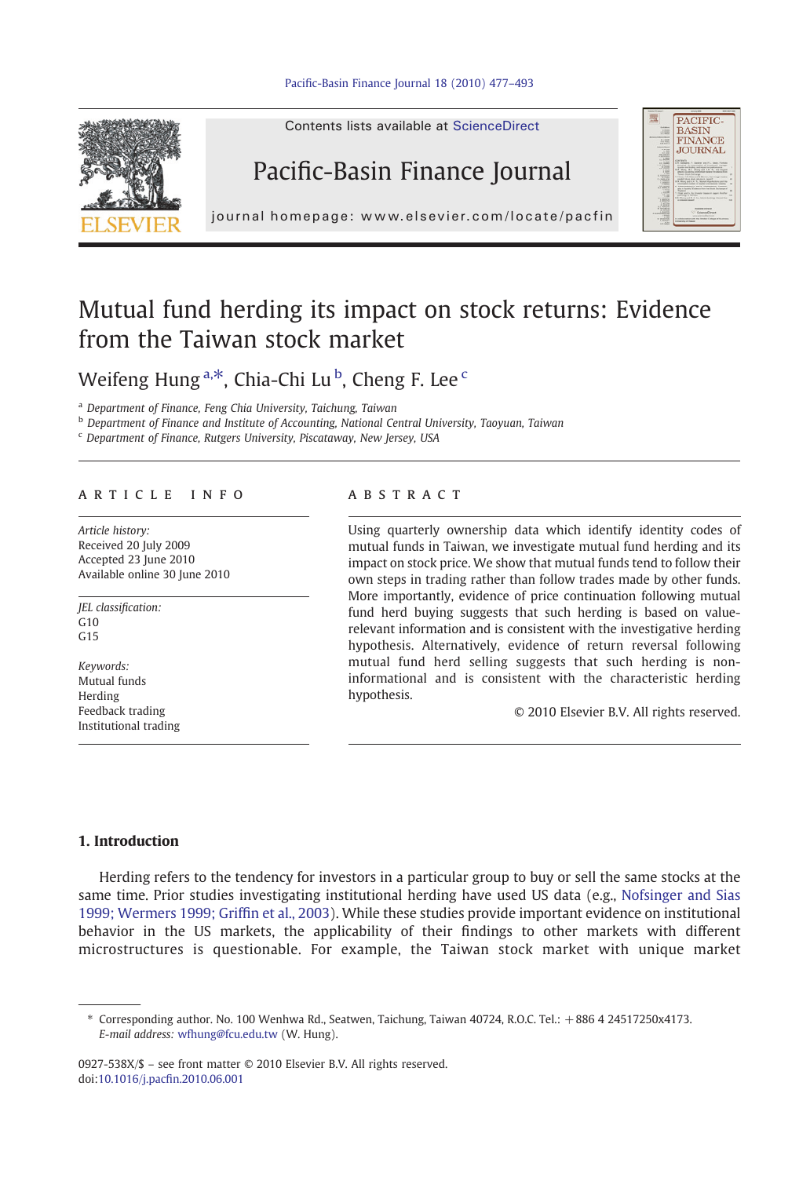# Mutual fund herding its impact on stock returns: Evidence from the Taiwan stock market

Weifeng Hung [a,*], Chia-Chi Lu [b], Cheng F. Lee [c]

[a] Department of Finance, Feng Chia University, Taichung, Taiwan

[b] Department of Finance and Institute of Accounting, National Central University, Taoyuan, Taiwan

[c] Department of Finance, Rutgers University, Piscataway, New Jersey, USA

## ARTICLE INFO

*Article history:*
Received 20 July 2009
Accepted 23 June 2010
Available online 30 June 2010

*JEL classification:*
G10
G15

*Keywords:*
Mutual funds
Herding
Feedback trading
Institutional trading

## ABSTRACT

Using quarterly ownership data which identify identity codes of mutual funds in Taiwan, we investigate mutual fund herding and its impact on stock price. We show that mutual funds tend to follow their own steps in trading rather than follow trades made by other funds. More importantly, evidence of price continuation following mutual fund herd buying suggests that such herding is based on value-relevant information and is consistent with the investigative herding hypothesis. Alternatively, evidence of return reversal following mutual fund herd selling suggests that such herding is non-informational and is consistent with the characteristic herding hypothesis.

© 2010 Elsevier B.V. All rights reserved.

## 1. Introduction

Herding refers to the tendency for investors in a particular group to buy or sell the same stocks at the same time. Prior studies investigating institutional herding have used US data (e.g., Nofsinger and Sias 1999; Wermers 1999; Griffin et al., 2003). While these studies provide important evidence on institutional behavior in the US markets, the applicability of their findings to other markets with different microstructures is questionable. For example, the Taiwan stock market with unique market

---

\* Corresponding author. No. 100 Wenhwa Rd., Seatwen, Taichung, Taiwan 40724, R.O.C. Tel.: +886 4 24517250x4173.
*E-mail address:* wfhung@fcu.edu.tw (W. Hung).

0927-538X/$ – see front matter © 2010 Elsevier B.V. All rights reserved.
doi:10.1016/j.pacfin.2010.06.001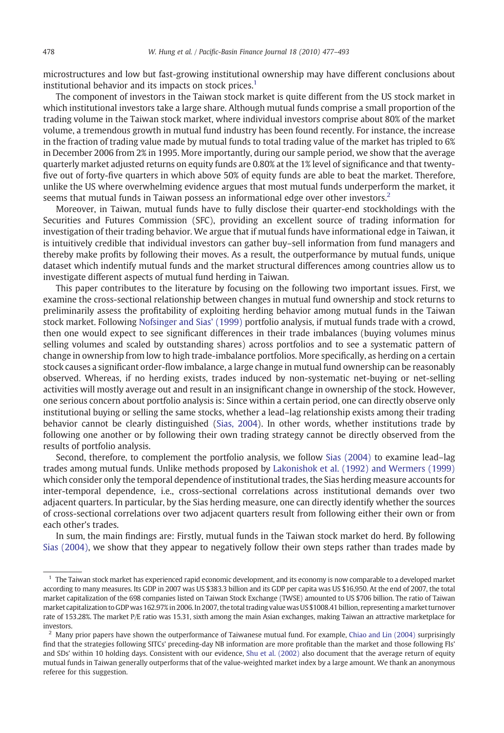microstructures and low but fast-growing institutional ownership may have different conclusions about institutional behavior and its impacts on stock prices.[1]

The component of investors in the Taiwan stock market is quite different from the US stock market in which institutional investors take a large share. Although mutual funds comprise a small proportion of the trading volume in the Taiwan stock market, where individual investors comprise about 80% of the market volume, a tremendous growth in mutual fund industry has been found recently. For instance, the increase in the fraction of trading value made by mutual funds to total trading value of the market has tripled to 6% in December 2006 from 2% in 1995. More importantly, during our sample period, we show that the average quarterly market adjusted returns on equity funds are 0.80% at the 1% level of significance and that twenty-five out of forty-five quarters in which above 50% of equity funds are able to beat the market. Therefore, unlike the US where overwhelming evidence argues that most mutual funds underperform the market, it seems that mutual funds in Taiwan possess an informational edge over other investors.[2]

Moreover, in Taiwan, mutual funds have to fully disclose their quarter-end stockholdings with the Securities and Futures Commission (SFC), providing an excellent source of trading information for investigation of their trading behavior. We argue that if mutual funds have informational edge in Taiwan, it is intuitively credible that individual investors can gather buy–sell information from fund managers and thereby make profits by following their moves. As a result, the outperformance by mutual funds, unique dataset which indentify mutual funds and the market structural differences among countries allow us to investigate different aspects of mutual fund herding in Taiwan.

This paper contributes to the literature by focusing on the following two important issues. First, we examine the cross-sectional relationship between changes in mutual fund ownership and stock returns to preliminarily assess the profitability of exploiting herding behavior among mutual funds in the Taiwan stock market. Following Nofsinger and Sias' (1999) portfolio analysis, if mutual funds trade with a crowd, then one would expect to see significant differences in their trade imbalances (buying volumes minus selling volumes and scaled by outstanding shares) across portfolios and to see a systematic pattern of change in ownership from low to high trade-imbalance portfolios. More specifically, as herding on a certain stock causes a significant order-flow imbalance, a large change in mutual fund ownership can be reasonably observed. Whereas, if no herding exists, trades induced by non-systematic net-buying or net-selling activities will mostly average out and result in an insignificant change in ownership of the stock. However, one serious concern about portfolio analysis is: Since within a certain period, one can directly observe only institutional buying or selling the same stocks, whether a lead–lag relationship exists among their trading behavior cannot be clearly distinguished (Sias, 2004). In other words, whether institutions trade by following one another or by following their own trading strategy cannot be directly observed from the results of portfolio analysis.

Second, therefore, to complement the portfolio analysis, we follow Sias (2004) to examine lead–lag trades among mutual funds. Unlike methods proposed by Lakonishok et al. (1992) and Wermers (1999) which consider only the temporal dependence of institutional trades, the Sias herding measure accounts for inter-temporal dependence, i.e., cross-sectional correlations across institutional demands over two adjacent quarters. In particular, by the Sias herding measure, one can directly identify whether the sources of cross-sectional correlations over two adjacent quarters result from following either their own or from each other's trades.

In sum, the main findings are: Firstly, mutual funds in the Taiwan stock market do herd. By following Sias (2004), we show that they appear to negatively follow their own steps rather than trades made by

[1] The Taiwan stock market has experienced rapid economic development, and its economy is now comparable to a developed market according to many measures. Its GDP in 2007 was US $383.3 billion and its GDP per capita was US $16,950. At the end of 2007, the total market capitalization of the 698 companies listed on Taiwan Stock Exchange (TWSE) amounted to US $706 billion. The ratio of Taiwan market capitalization to GDP was 162.97% in 2006. In 2007, the total trading value was US $1008.41 billion, representing a market turnover rate of 153.28%. The market P/E ratio was 15.31, sixth among the main Asian exchanges, making Taiwan an attractive marketplace for investors.

[2] Many prior papers have shown the outperformance of Taiwanese mutual fund. For example, Chiao and Lin (2004) surprisingly find that the strategies following SITCs' preceding-day NB information are more profitable than the market and those following FIs' and SDs' within 10 holding days. Consistent with our evidence, Shu et al. (2002) also document that the average return of equity mutual funds in Taiwan generally outperforms that of the value-weighted market index by a large amount. We thank an anonymous referee for this suggestion.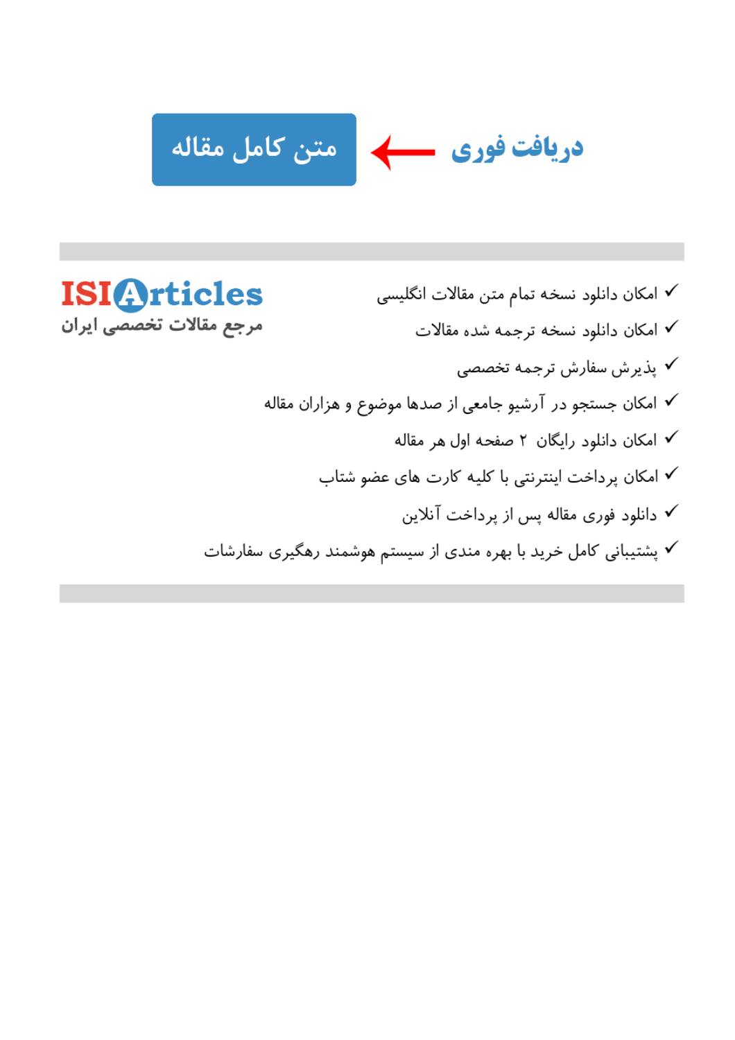دریافت فوری ← **متن کامل مقاله**

**ISIArticles**
مرجع مقالات تخصصی ایران

- ✓ امکان دانلود نسخه تمام متن مقالات انگلیسی
- ✓ امکان دانلود نسخه ترجمه شده مقالات
- ✓ پذیرش سفارش ترجمه تخصصی
- ✓ امکان جستجو در آرشیو جامعی از صدها موضوع و هزاران مقاله
- ✓ امکان دانلود رایگان ۲ صفحه اول هر مقاله
- ✓ امکان پرداخت اینترنتی با کلیه کارت های عضو شتاب
- ✓ دانلود فوری مقاله پس از پرداخت آنلاین
- ✓ پشتیبانی کامل خرید با بهره مندی از سیستم هوشمند رهگیری سفارشات